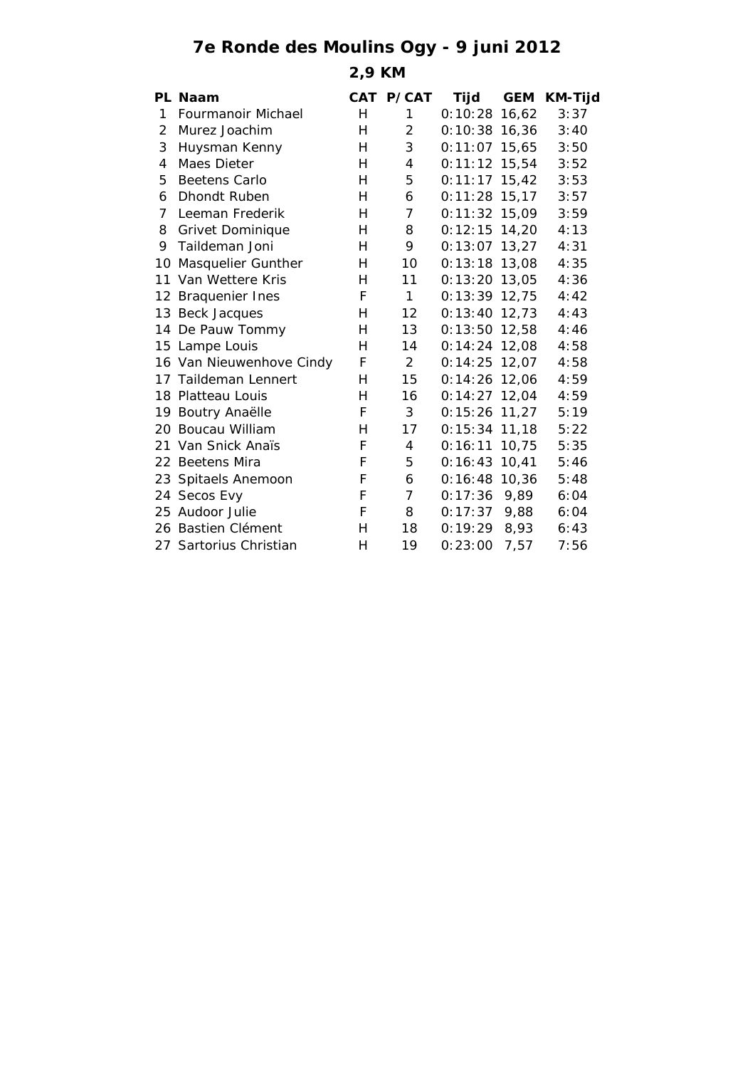# 7e Ronde des Moulins Ogy - 9 juni 2012

## 2,9 KM

| PL | Naam | CAT | P/CAT | Tijd | GEM | KM-Tijd |
|---|---|---|---|---|---|---|
| 1 | Fourmanoir Michael | H | 1 | 0:10:28 | 16,62 | 3:37 |
| 2 | Murez Joachim | H | 2 | 0:10:38 | 16,36 | 3:40 |
| 3 | Huysman Kenny | H | 3 | 0:11:07 | 15,65 | 3:50 |
| 4 | Maes Dieter | H | 4 | 0:11:12 | 15,54 | 3:52 |
| 5 | Beetens Carlo | H | 5 | 0:11:17 | 15,42 | 3:53 |
| 6 | Dhondt Ruben | H | 6 | 0:11:28 | 15,17 | 3:57 |
| 7 | Leeman Frederik | H | 7 | 0:11:32 | 15,09 | 3:59 |
| 8 | Grivet Dominique | H | 8 | 0:12:15 | 14,20 | 4:13 |
| 9 | Taildeman Joni | H | 9 | 0:13:07 | 13,27 | 4:31 |
| 10 | Masquelier Gunther | H | 10 | 0:13:18 | 13,08 | 4:35 |
| 11 | Van Wettere Kris | H | 11 | 0:13:20 | 13,05 | 4:36 |
| 12 | Braquenier Ines | F | 1 | 0:13:39 | 12,75 | 4:42 |
| 13 | Beck Jacques | H | 12 | 0:13:40 | 12,73 | 4:43 |
| 14 | De Pauw Tommy | H | 13 | 0:13:50 | 12,58 | 4:46 |
| 15 | Lampe Louis | H | 14 | 0:14:24 | 12,08 | 4:58 |
| 16 | Van Nieuwenhove Cindy | F | 2 | 0:14:25 | 12,07 | 4:58 |
| 17 | Taildeman Lennert | H | 15 | 0:14:26 | 12,06 | 4:59 |
| 18 | Platteau Louis | H | 16 | 0:14:27 | 12,04 | 4:59 |
| 19 | Boutry Anaëlle | F | 3 | 0:15:26 | 11,27 | 5:19 |
| 20 | Boucau William | H | 17 | 0:15:34 | 11,18 | 5:22 |
| 21 | Van Snick Anaïs | F | 4 | 0:16:11 | 10,75 | 5:35 |
| 22 | Beetens Mira | F | 5 | 0:16:43 | 10,41 | 5:46 |
| 23 | Spitaels Anemoon | F | 6 | 0:16:48 | 10,36 | 5:48 |
| 24 | Secos Evy | F | 7 | 0:17:36 | 9,89 | 6:04 |
| 25 | Audoor Julie | F | 8 | 0:17:37 | 9,88 | 6:04 |
| 26 | Bastien Clément | H | 18 | 0:19:29 | 8,93 | 6:43 |
| 27 | Sartorius Christian | H | 19 | 0:23:00 | 7,57 | 7:56 |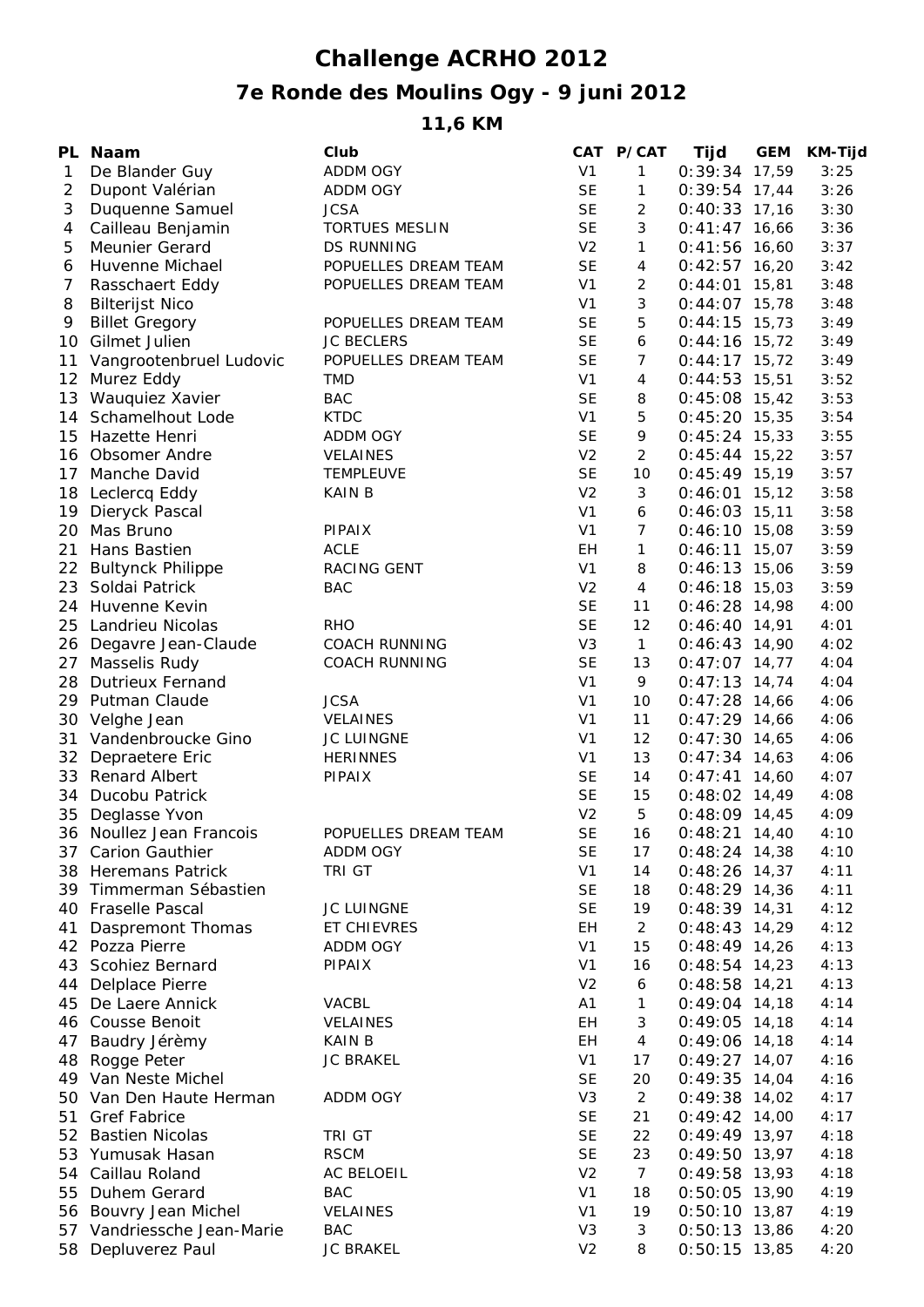# Challenge ACRHO 2012

## 7e Ronde des Moulins Ogy - 9 juni 2012

### 11,6 KM

| PL | Naam | Club | CAT | P/CAT | Tijd | GEM | KM-Tijd |
|---|---|---|---|---|---|---|---|
| 1 | De Blander Guy | ADDM OGY | V1 | 1 | 0:39:34 | 17,59 | 3:25 |
| 2 | Dupont Valérian | ADDM OGY | SE | 1 | 0:39:54 | 17,44 | 3:26 |
| 3 | Duquenne Samuel | JCSA | SE | 2 | 0:40:33 | 17,16 | 3:30 |
| 4 | Cailleau Benjamin | TORTUES MESLIN | SE | 3 | 0:41:47 | 16,66 | 3:36 |
| 5 | Meunier Gerard | DS RUNNING | V2 | 1 | 0:41:56 | 16,60 | 3:37 |
| 6 | Huvenne Michael | POPUELLES DREAM TEAM | SE | 4 | 0:42:57 | 16,20 | 3:42 |
| 7 | Rasschaert Eddy | POPUELLES DREAM TEAM | V1 | 2 | 0:44:01 | 15,81 | 3:48 |
| 8 | Bilterijst Nico | | V1 | 3 | 0:44:07 | 15,78 | 3:48 |
| 9 | Billet Gregory | POPUELLES DREAM TEAM | SE | 5 | 0:44:15 | 15,73 | 3:49 |
| 10 | Gilmet Julien | JC BECLERS | SE | 6 | 0:44:16 | 15,72 | 3:49 |
| 11 | Vangrootenbruel Ludovic | POPUELLES DREAM TEAM | SE | 7 | 0:44:17 | 15,72 | 3:49 |
| 12 | Murez Eddy | TMD | V1 | 4 | 0:44:53 | 15,51 | 3:52 |
| 13 | Wauquiez Xavier | BAC | SE | 8 | 0:45:08 | 15,42 | 3:53 |
| 14 | Schamelhout Lode | KTDC | V1 | 5 | 0:45:20 | 15,35 | 3:54 |
| 15 | Hazette Henri | ADDM OGY | SE | 9 | 0:45:24 | 15,33 | 3:55 |
| 16 | Obsomer Andre | VELAINES | V2 | 2 | 0:45:44 | 15,22 | 3:57 |
| 17 | Manche David | TEMPLEUVE | SE | 10 | 0:45:49 | 15,19 | 3:57 |
| 18 | Leclercq Eddy | KAIN B | V2 | 3 | 0:46:01 | 15,12 | 3:58 |
| 19 | Dieryck Pascal | | V1 | 6 | 0:46:03 | 15,11 | 3:58 |
| 20 | Mas Bruno | PIPAIX | V1 | 7 | 0:46:10 | 15,08 | 3:59 |
| 21 | Hans Bastien | ACLE | EH | 1 | 0:46:11 | 15,07 | 3:59 |
| 22 | Bultynck Philippe | RACING GENT | V1 | 8 | 0:46:13 | 15,06 | 3:59 |
| 23 | Soldai Patrick | BAC | V2 | 4 | 0:46:18 | 15,03 | 3:59 |
| 24 | Huvenne Kevin | | SE | 11 | 0:46:28 | 14,98 | 4:00 |
| 25 | Landrieu Nicolas | RHO | SE | 12 | 0:46:40 | 14,91 | 4:01 |
| 26 | Degavre Jean-Claude | COACH RUNNING | V3 | 1 | 0:46:43 | 14,90 | 4:02 |
| 27 | Masselis Rudy | COACH RUNNING | SE | 13 | 0:47:07 | 14,77 | 4:04 |
| 28 | Dutrieux Fernand | | V1 | 9 | 0:47:13 | 14,74 | 4:04 |
| 29 | Putman Claude | JCSA | V1 | 10 | 0:47:28 | 14,66 | 4:06 |
| 30 | Velghe Jean | VELAINES | V1 | 11 | 0:47:29 | 14,66 | 4:06 |
| 31 | Vandenbroucke Gino | JC LUINGNE | V1 | 12 | 0:47:30 | 14,65 | 4:06 |
| 32 | Depraetere Eric | HERINNES | V1 | 13 | 0:47:34 | 14,63 | 4:06 |
| 33 | Renard Albert | PIPAIX | SE | 14 | 0:47:41 | 14,60 | 4:07 |
| 34 | Ducobu Patrick | | SE | 15 | 0:48:02 | 14,49 | 4:08 |
| 35 | Deglasse Yvon | | V2 | 5 | 0:48:09 | 14,45 | 4:09 |
| 36 | Noullez Jean Francois | POPUELLES DREAM TEAM | SE | 16 | 0:48:21 | 14,40 | 4:10 |
| 37 | Carion Gauthier | ADDM OGY | SE | 17 | 0:48:24 | 14,38 | 4:10 |
| 38 | Heremans Patrick | TRI GT | V1 | 14 | 0:48:26 | 14,37 | 4:11 |
| 39 | Timmerman Sébastien | | SE | 18 | 0:48:29 | 14,36 | 4:11 |
| 40 | Fraselle Pascal | JC LUINGNE | SE | 19 | 0:48:39 | 14,31 | 4:12 |
| 41 | Daspremont Thomas | ET CHIEVRES | EH | 2 | 0:48:43 | 14,29 | 4:12 |
| 42 | Pozza Pierre | ADDM OGY | V1 | 15 | 0:48:49 | 14,26 | 4:13 |
| 43 | Scohiez Bernard | PIPAIX | V1 | 16 | 0:48:54 | 14,23 | 4:13 |
| 44 | Delplace Pierre | | V2 | 6 | 0:48:58 | 14,21 | 4:13 |
| 45 | De Laere Annick | VACBL | A1 | 1 | 0:49:04 | 14,18 | 4:14 |
| 46 | Cousse Benoit | VELAINES | EH | 3 | 0:49:05 | 14,18 | 4:14 |
| 47 | Baudry Jérèmy | KAIN B | EH | 4 | 0:49:06 | 14,18 | 4:14 |
| 48 | Rogge Peter | JC BRAKEL | V1 | 17 | 0:49:27 | 14,07 | 4:16 |
| 49 | Van Neste Michel | | SE | 20 | 0:49:35 | 14,04 | 4:16 |
| 50 | Van Den Haute Herman | ADDM OGY | V3 | 2 | 0:49:38 | 14,02 | 4:17 |
| 51 | Gref Fabrice | | SE | 21 | 0:49:42 | 14,00 | 4:17 |
| 52 | Bastien Nicolas | TRI GT | SE | 22 | 0:49:49 | 13,97 | 4:18 |
| 53 | Yumusak Hasan | RSCM | SE | 23 | 0:49:50 | 13,97 | 4:18 |
| 54 | Caillau Roland | AC BELOEIL | V2 | 7 | 0:49:58 | 13,93 | 4:18 |
| 55 | Duhem Gerard | BAC | V1 | 18 | 0:50:05 | 13,90 | 4:19 |
| 56 | Bouvry Jean Michel | VELAINES | V1 | 19 | 0:50:10 | 13,87 | 4:19 |
| 57 | Vandriessche Jean-Marie | BAC | V3 | 3 | 0:50:13 | 13,86 | 4:20 |
| 58 | Depluverez Paul | JC BRAKEL | V2 | 8 | 0:50:15 | 13,85 | 4:20 |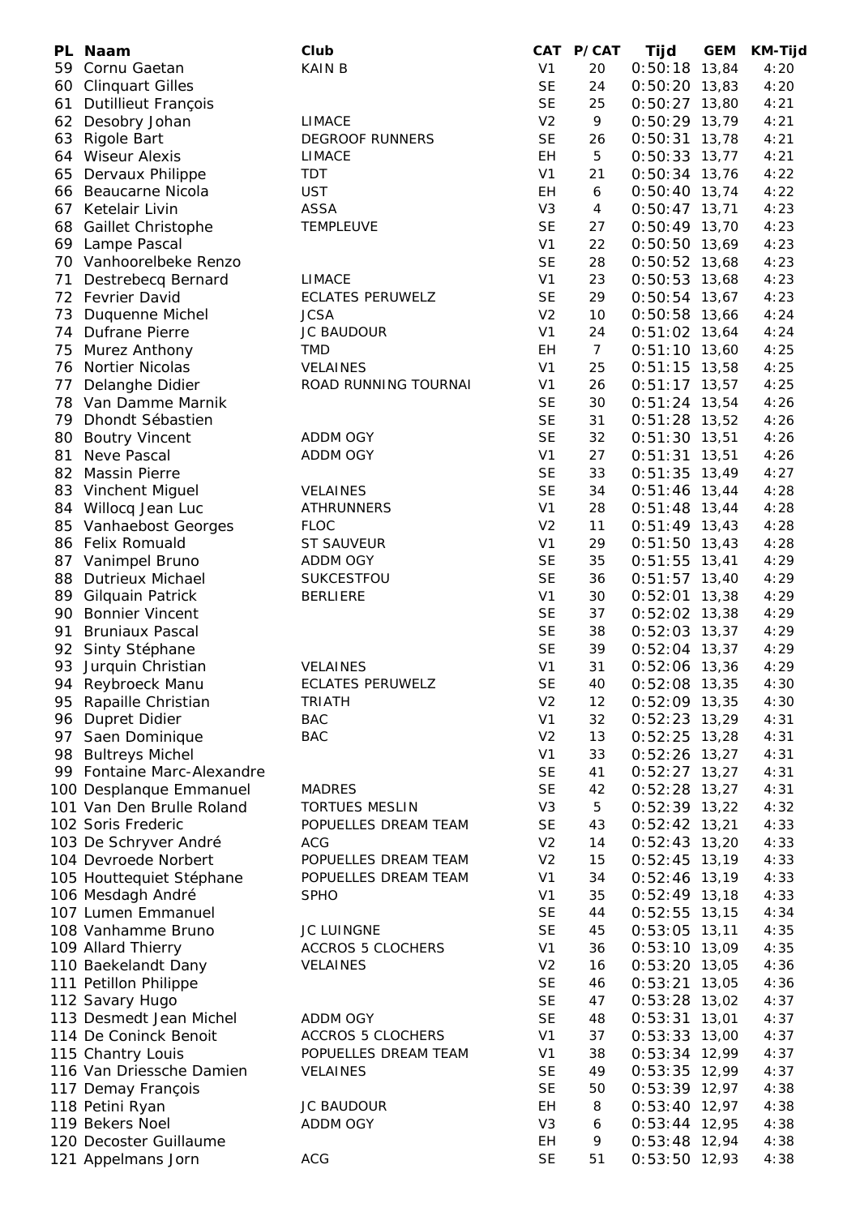| PL | Naam | Club | CAT | P/CAT | Tijd | GEM | KM-Tijd |
|---|---|---|---|---|---|---|---|
| 59 | Cornu Gaetan | KAIN B | V1 | 20 | 0:50:18 | 13,84 | 4:20 |
| 60 | Clinquart Gilles | | SE | 24 | 0:50:20 | 13,83 | 4:20 |
| 61 | Dutillieut François | | SE | 25 | 0:50:27 | 13,80 | 4:21 |
| 62 | Desobry Johan | LIMACE | V2 | 9 | 0:50:29 | 13,79 | 4:21 |
| 63 | Rigole Bart | DEGROOF RUNNERS | SE | 26 | 0:50:31 | 13,78 | 4:21 |
| 64 | Wiseur Alexis | LIMACE | EH | 5 | 0:50:33 | 13,77 | 4:21 |
| 65 | Dervaux Philippe | TDT | V1 | 21 | 0:50:34 | 13,76 | 4:22 |
| 66 | Beaucarne Nicola | UST | EH | 6 | 0:50:40 | 13,74 | 4:22 |
| 67 | Ketelair Livin | ASSA | V3 | 4 | 0:50:47 | 13,71 | 4:23 |
| 68 | Gaillet Christophe | TEMPLEUVE | SE | 27 | 0:50:49 | 13,70 | 4:23 |
| 69 | Lampe Pascal | | V1 | 22 | 0:50:50 | 13,69 | 4:23 |
| 70 | Vanhoorelbeke Renzo | | SE | 28 | 0:50:52 | 13,68 | 4:23 |
| 71 | Destrebecq Bernard | LIMACE | V1 | 23 | 0:50:53 | 13,68 | 4:23 |
| 72 | Fevrier David | ECLATES PERUWELZ | SE | 29 | 0:50:54 | 13,67 | 4:23 |
| 73 | Duquenne Michel | JCSA | V2 | 10 | 0:50:58 | 13,66 | 4:24 |
| 74 | Dufrane Pierre | JC BAUDOUR | V1 | 24 | 0:51:02 | 13,64 | 4:24 |
| 75 | Murez Anthony | TMD | EH | 7 | 0:51:10 | 13,60 | 4:25 |
| 76 | Nortier Nicolas | VELAINES | V1 | 25 | 0:51:15 | 13,58 | 4:25 |
| 77 | Delanghe Didier | ROAD RUNNING TOURNAI | V1 | 26 | 0:51:17 | 13,57 | 4:25 |
| 78 | Van Damme Marnik | | SE | 30 | 0:51:24 | 13,54 | 4:26 |
| 79 | Dhondt Sébastien | | SE | 31 | 0:51:28 | 13,52 | 4:26 |
| 80 | Boutry Vincent | ADDM OGY | SE | 32 | 0:51:30 | 13,51 | 4:26 |
| 81 | Neve Pascal | ADDM OGY | V1 | 27 | 0:51:31 | 13,51 | 4:26 |
| 82 | Massin Pierre | | SE | 33 | 0:51:35 | 13,49 | 4:27 |
| 83 | Vinchent Miguel | VELAINES | SE | 34 | 0:51:46 | 13,44 | 4:28 |
| 84 | Willocq Jean Luc | ATHRUNNERS | V1 | 28 | 0:51:48 | 13,44 | 4:28 |
| 85 | Vanhaebost Georges | FLOC | V2 | 11 | 0:51:49 | 13,43 | 4:28 |
| 86 | Felix Romuald | ST SAUVEUR | V1 | 29 | 0:51:50 | 13,43 | 4:28 |
| 87 | Vanimpel Bruno | ADDM OGY | SE | 35 | 0:51:55 | 13,41 | 4:29 |
| 88 | Dutrieux Michael | SUKCESTFOU | SE | 36 | 0:51:57 | 13,40 | 4:29 |
| 89 | Gilquain Patrick | BERLIERE | V1 | 30 | 0:52:01 | 13,38 | 4:29 |
| 90 | Bonnier Vincent | | SE | 37 | 0:52:02 | 13,38 | 4:29 |
| 91 | Bruniaux Pascal | | SE | 38 | 0:52:03 | 13,37 | 4:29 |
| 92 | Sinty Stéphane | | SE | 39 | 0:52:04 | 13,37 | 4:29 |
| 93 | Jurquin Christian | VELAINES | V1 | 31 | 0:52:06 | 13,36 | 4:29 |
| 94 | Reybroeck Manu | ECLATES PERUWELZ | SE | 40 | 0:52:08 | 13,35 | 4:30 |
| 95 | Rapaille Christian | TRIATH | V2 | 12 | 0:52:09 | 13,35 | 4:30 |
| 96 | Dupret Didier | BAC | V1 | 32 | 0:52:23 | 13,29 | 4:31 |
| 97 | Saen Dominique | BAC | V2 | 13 | 0:52:25 | 13,28 | 4:31 |
| 98 | Bultreys Michel | | V1 | 33 | 0:52:26 | 13,27 | 4:31 |
| 99 | Fontaine Marc-Alexandre | | SE | 41 | 0:52:27 | 13,27 | 4:31 |
| 100 | Desplanque Emmanuel | MADRES | SE | 42 | 0:52:28 | 13,27 | 4:31 |
| 101 | Van Den Brulle Roland | TORTUES MESLIN | V3 | 5 | 0:52:39 | 13,22 | 4:32 |
| 102 | Soris Frederic | POPUELLES DREAM TEAM | SE | 43 | 0:52:42 | 13,21 | 4:33 |
| 103 | De Schryver André | ACG | V2 | 14 | 0:52:43 | 13,20 | 4:33 |
| 104 | Devroede Norbert | POPUELLES DREAM TEAM | V2 | 15 | 0:52:45 | 13,19 | 4:33 |
| 105 | Houttequiet Stéphane | POPUELLES DREAM TEAM | V1 | 34 | 0:52:46 | 13,19 | 4:33 |
| 106 | Mesdagh André | SPHO | V1 | 35 | 0:52:49 | 13,18 | 4:33 |
| 107 | Lumen Emmanuel | | SE | 44 | 0:52:55 | 13,15 | 4:34 |
| 108 | Vanhamme Bruno | JC LUINGNE | SE | 45 | 0:53:05 | 13,11 | 4:35 |
| 109 | Allard Thierry | ACCROS 5 CLOCHERS | V1 | 36 | 0:53:10 | 13,09 | 4:35 |
| 110 | Baekelandt Dany | VELAINES | V2 | 16 | 0:53:20 | 13,05 | 4:36 |
| 111 | Petillon Philippe | | SE | 46 | 0:53:21 | 13,05 | 4:36 |
| 112 | Savary Hugo | | SE | 47 | 0:53:28 | 13,02 | 4:37 |
| 113 | Desmedt Jean Michel | ADDM OGY | SE | 48 | 0:53:31 | 13,01 | 4:37 |
| 114 | De Coninck Benoit | ACCROS 5 CLOCHERS | V1 | 37 | 0:53:33 | 13,00 | 4:37 |
| 115 | Chantry Louis | POPUELLES DREAM TEAM | V1 | 38 | 0:53:34 | 12,99 | 4:37 |
| 116 | Van Driessche Damien | VELAINES | SE | 49 | 0:53:35 | 12,99 | 4:37 |
| 117 | Demay François | | SE | 50 | 0:53:39 | 12,97 | 4:38 |
| 118 | Petini Ryan | JC BAUDOUR | EH | 8 | 0:53:40 | 12,97 | 4:38 |
| 119 | Bekers Noel | ADDM OGY | V3 | 6 | 0:53:44 | 12,95 | 4:38 |
| 120 | Decoster Guillaume | | EH | 9 | 0:53:48 | 12,94 | 4:38 |
| 121 | Appelmans Jorn | ACG | SE | 51 | 0:53:50 | 12,93 | 4:38 |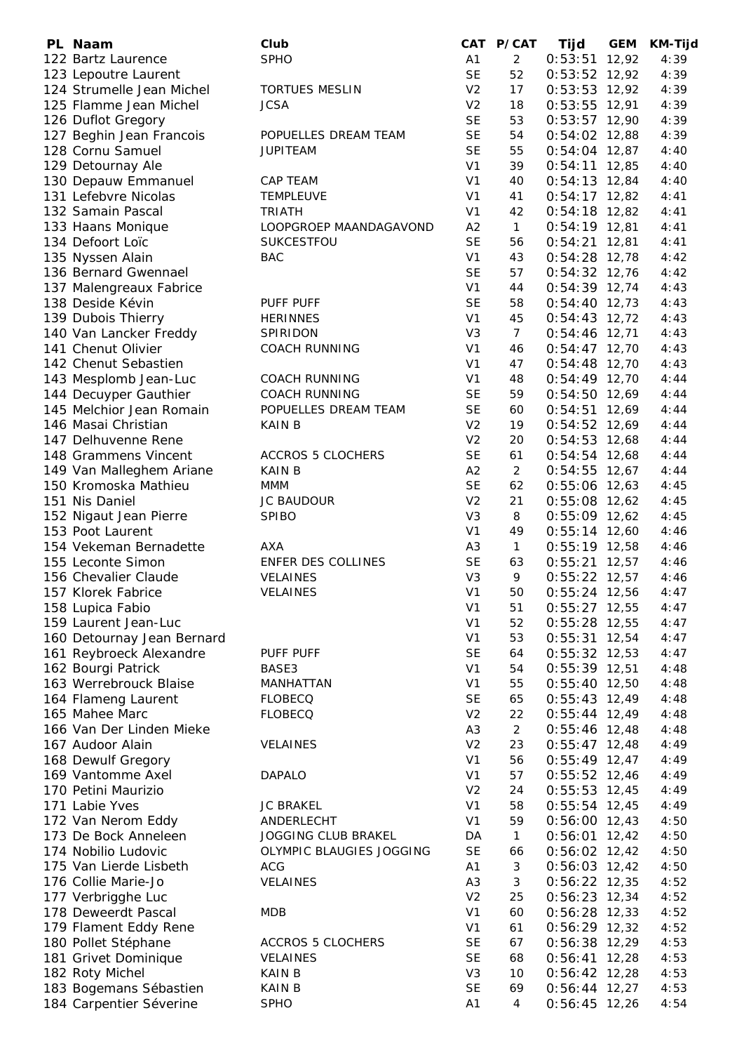| PL | Naam | Club | CAT | P/CAT | Tijd | GEM | KM-Tijd |
|---|---|---|---|---|---|---|---|
| 122 | Bartz Laurence | SPHO | A1 | 2 | 0:53:51 | 12,92 | 4:39 |
| 123 | Lepoutre Laurent | | SE | 52 | 0:53:52 | 12,92 | 4:39 |
| 124 | Strumelle Jean Michel | TORTUES MESLIN | V2 | 17 | 0:53:53 | 12,92 | 4:39 |
| 125 | Flamme Jean Michel | JCSA | V2 | 18 | 0:53:55 | 12,91 | 4:39 |
| 126 | Duflot Gregory | | SE | 53 | 0:53:57 | 12,90 | 4:39 |
| 127 | Beghin Jean Francois | POPUELLES DREAM TEAM | SE | 54 | 0:54:02 | 12,88 | 4:39 |
| 128 | Cornu Samuel | JUPITEAM | SE | 55 | 0:54:04 | 12,87 | 4:40 |
| 129 | Detournay Ale | | V1 | 39 | 0:54:11 | 12,85 | 4:40 |
| 130 | Depauw Emmanuel | CAP TEAM | V1 | 40 | 0:54:13 | 12,84 | 4:40 |
| 131 | Lefebvre Nicolas | TEMPLEUVE | V1 | 41 | 0:54:17 | 12,82 | 4:41 |
| 132 | Samain Pascal | TRIATH | V1 | 42 | 0:54:18 | 12,82 | 4:41 |
| 133 | Haans Monique | LOOPGROEP MAANDAGAVOND | A2 | 1 | 0:54:19 | 12,81 | 4:41 |
| 134 | Defoort Loïc | SUKCESTFOU | SE | 56 | 0:54:21 | 12,81 | 4:41 |
| 135 | Nyssen Alain | BAC | V1 | 43 | 0:54:28 | 12,78 | 4:42 |
| 136 | Bernard Gwennael | | SE | 57 | 0:54:32 | 12,76 | 4:42 |
| 137 | Malengreaux Fabrice | | V1 | 44 | 0:54:39 | 12,74 | 4:43 |
| 138 | Deside Kévin | PUFF PUFF | SE | 58 | 0:54:40 | 12,73 | 4:43 |
| 139 | Dubois Thierry | HERINNES | V1 | 45 | 0:54:43 | 12,72 | 4:43 |
| 140 | Van Lancker Freddy | SPIRIDON | V3 | 7 | 0:54:46 | 12,71 | 4:43 |
| 141 | Chenut Olivier | COACH RUNNING | V1 | 46 | 0:54:47 | 12,70 | 4:43 |
| 142 | Chenut Sebastien | | V1 | 47 | 0:54:48 | 12,70 | 4:43 |
| 143 | Mesplomb Jean-Luc | COACH RUNNING | V1 | 48 | 0:54:49 | 12,70 | 4:44 |
| 144 | Decuyper Gauthier | COACH RUNNING | SE | 59 | 0:54:50 | 12,69 | 4:44 |
| 145 | Melchior Jean Romain | POPUELLES DREAM TEAM | SE | 60 | 0:54:51 | 12,69 | 4:44 |
| 146 | Masai Christian | KAIN B | V2 | 19 | 0:54:52 | 12,69 | 4:44 |
| 147 | Delhuvenne Rene | | V2 | 20 | 0:54:53 | 12,68 | 4:44 |
| 148 | Grammens Vincent | ACCROS 5 CLOCHERS | SE | 61 | 0:54:54 | 12,68 | 4:44 |
| 149 | Van Malleghem Ariane | KAIN B | A2 | 2 | 0:54:55 | 12,67 | 4:44 |
| 150 | Kromoska Mathieu | MMM | SE | 62 | 0:55:06 | 12,63 | 4:45 |
| 151 | Nis Daniel | JC BAUDOUR | V2 | 21 | 0:55:08 | 12,62 | 4:45 |
| 152 | Nigaut Jean Pierre | SPIBO | V3 | 8 | 0:55:09 | 12,62 | 4:45 |
| 153 | Poot Laurent | | V1 | 49 | 0:55:14 | 12,60 | 4:46 |
| 154 | Vekeman Bernadette | AXA | A3 | 1 | 0:55:19 | 12,58 | 4:46 |
| 155 | Leconte Simon | ENFER DES COLLINES | SE | 63 | 0:55:21 | 12,57 | 4:46 |
| 156 | Chevalier Claude | VELAINES | V3 | 9 | 0:55:22 | 12,57 | 4:46 |
| 157 | Klorek Fabrice | VELAINES | V1 | 50 | 0:55:24 | 12,56 | 4:47 |
| 158 | Lupica Fabio | | V1 | 51 | 0:55:27 | 12,55 | 4:47 |
| 159 | Laurent Jean-Luc | | V1 | 52 | 0:55:28 | 12,55 | 4:47 |
| 160 | Detournay Jean Bernard | | V1 | 53 | 0:55:31 | 12,54 | 4:47 |
| 161 | Reybroeck Alexandre | PUFF PUFF | SE | 64 | 0:55:32 | 12,53 | 4:47 |
| 162 | Bourgi Patrick | BASE3 | V1 | 54 | 0:55:39 | 12,51 | 4:48 |
| 163 | Werrebrouck Blaise | MANHATTAN | V1 | 55 | 0:55:40 | 12,50 | 4:48 |
| 164 | Flameng Laurent | FLOBECQ | SE | 65 | 0:55:43 | 12,49 | 4:48 |
| 165 | Mahee Marc | FLOBECQ | V2 | 22 | 0:55:44 | 12,49 | 4:48 |
| 166 | Van Der Linden Mieke | | A3 | 2 | 0:55:46 | 12,48 | 4:48 |
| 167 | Audoor Alain | VELAINES | V2 | 23 | 0:55:47 | 12,48 | 4:49 |
| 168 | Dewulf Gregory | | V1 | 56 | 0:55:49 | 12,47 | 4:49 |
| 169 | Vantomme Axel | DAPALO | V1 | 57 | 0:55:52 | 12,46 | 4:49 |
| 170 | Petini Maurizio | | V2 | 24 | 0:55:53 | 12,45 | 4:49 |
| 171 | Labie Yves | JC BRAKEL | V1 | 58 | 0:55:54 | 12,45 | 4:49 |
| 172 | Van Nerom Eddy | ANDERLECHT | V1 | 59 | 0:56:00 | 12,43 | 4:50 |
| 173 | De Bock Anneleen | JOGGING CLUB BRAKEL | DA | 1 | 0:56:01 | 12,42 | 4:50 |
| 174 | Nobilio Ludovic | OLYMPIC BLAUGIES JOGGING | SE | 66 | 0:56:02 | 12,42 | 4:50 |
| 175 | Van Lierde Lisbeth | ACG | A1 | 3 | 0:56:03 | 12,42 | 4:50 |
| 176 | Collie Marie-Jo | VELAINES | A3 | 3 | 0:56:22 | 12,35 | 4:52 |
| 177 | Verbrigghe Luc | | V2 | 25 | 0:56:23 | 12,34 | 4:52 |
| 178 | Deweerdt Pascal | MDB | V1 | 60 | 0:56:28 | 12,33 | 4:52 |
| 179 | Flament Eddy Rene | | V1 | 61 | 0:56:29 | 12,32 | 4:52 |
| 180 | Pollet Stéphane | ACCROS 5 CLOCHERS | SE | 67 | 0:56:38 | 12,29 | 4:53 |
| 181 | Grivet Dominique | VELAINES | SE | 68 | 0:56:41 | 12,28 | 4:53 |
| 182 | Roty Michel | KAIN B | V3 | 10 | 0:56:42 | 12,28 | 4:53 |
| 183 | Bogemans Sébastien | KAIN B | SE | 69 | 0:56:44 | 12,27 | 4:53 |
| 184 | Carpentier Séverine | SPHO | A1 | 4 | 0:56:45 | 12,26 | 4:54 |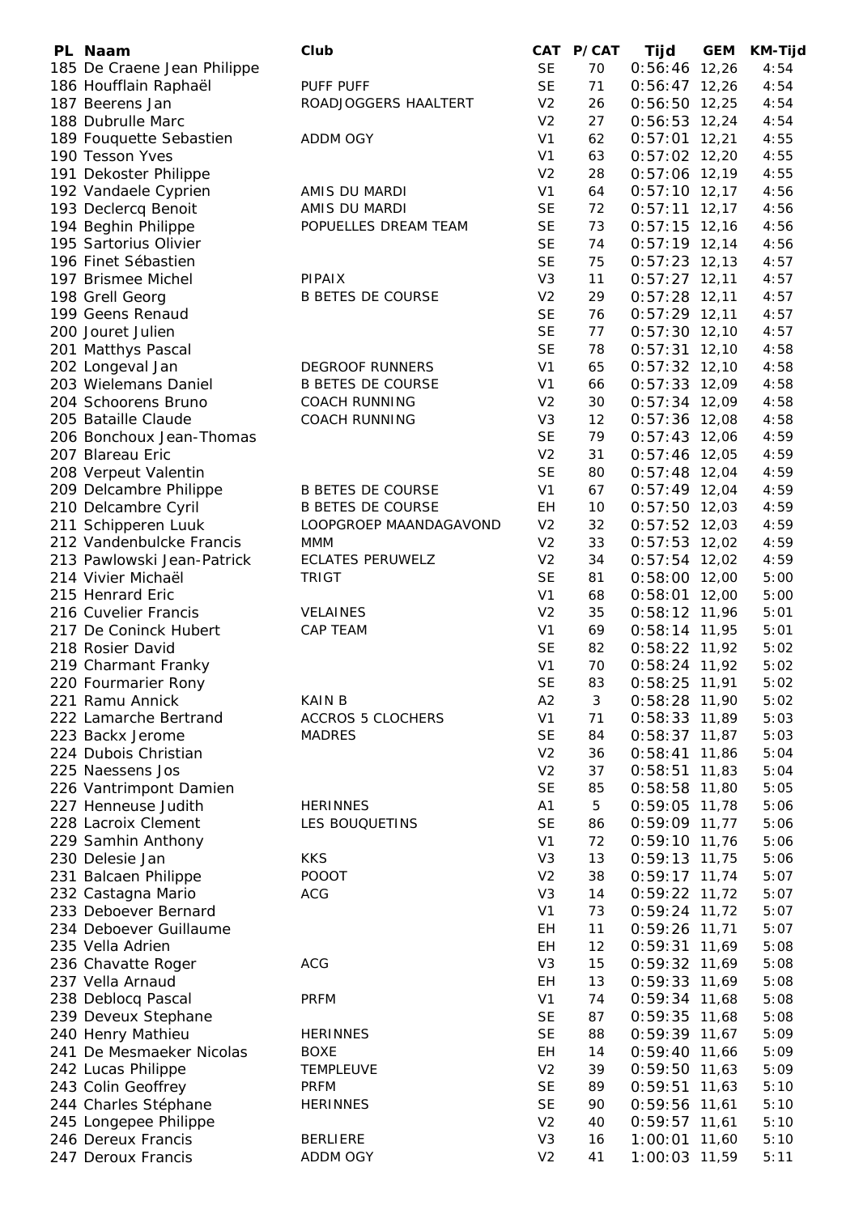| PL | Naam | Club | CAT | P/CAT | Tijd | GEM | KM-Tijd |
|---|---|---|---|---|---|---|---|
| 185 | De Craene Jean Philippe | | SE | 70 | 0:56:46 | 12,26 | 4:54 |
| 186 | Houfflain Raphaël | PUFF PUFF | SE | 71 | 0:56:47 | 12,26 | 4:54 |
| 187 | Beerens Jan | ROADJOGGERS HAALTERT | V2 | 26 | 0:56:50 | 12,25 | 4:54 |
| 188 | Dubrulle Marc | | V2 | 27 | 0:56:53 | 12,24 | 4:54 |
| 189 | Fouquette Sebastien | ADDM OGY | V1 | 62 | 0:57:01 | 12,21 | 4:55 |
| 190 | Tesson Yves | | V1 | 63 | 0:57:02 | 12,20 | 4:55 |
| 191 | Dekoster Philippe | | V2 | 28 | 0:57:06 | 12,19 | 4:55 |
| 192 | Vandaele Cyprien | AMIS DU MARDI | V1 | 64 | 0:57:10 | 12,17 | 4:56 |
| 193 | Declercq Benoit | AMIS DU MARDI | SE | 72 | 0:57:11 | 12,17 | 4:56 |
| 194 | Beghin Philippe | POPUELLES DREAM TEAM | SE | 73 | 0:57:15 | 12,16 | 4:56 |
| 195 | Sartorius Olivier | | SE | 74 | 0:57:19 | 12,14 | 4:56 |
| 196 | Finet Sébastien | | SE | 75 | 0:57:23 | 12,13 | 4:57 |
| 197 | Brismee Michel | PIPAIX | V3 | 11 | 0:57:27 | 12,11 | 4:57 |
| 198 | Grell Georg | B BETES DE COURSE | V2 | 29 | 0:57:28 | 12,11 | 4:57 |
| 199 | Geens Renaud | | SE | 76 | 0:57:29 | 12,11 | 4:57 |
| 200 | Jouret Julien | | SE | 77 | 0:57:30 | 12,10 | 4:57 |
| 201 | Matthys Pascal | | SE | 78 | 0:57:31 | 12,10 | 4:58 |
| 202 | Longeval Jan | DEGROOF RUNNERS | V1 | 65 | 0:57:32 | 12,10 | 4:58 |
| 203 | Wielemans Daniel | B BETES DE COURSE | V1 | 66 | 0:57:33 | 12,09 | 4:58 |
| 204 | Schoorens Bruno | COACH RUNNING | V2 | 30 | 0:57:34 | 12,09 | 4:58 |
| 205 | Bataille Claude | COACH RUNNING | V3 | 12 | 0:57:36 | 12,08 | 4:58 |
| 206 | Bonchoux Jean-Thomas | | SE | 79 | 0:57:43 | 12,06 | 4:59 |
| 207 | Blareau Eric | | V2 | 31 | 0:57:46 | 12,05 | 4:59 |
| 208 | Verpeut Valentin | | SE | 80 | 0:57:48 | 12,04 | 4:59 |
| 209 | Delcambre Philippe | B BETES DE COURSE | V1 | 67 | 0:57:49 | 12,04 | 4:59 |
| 210 | Delcambre Cyril | B BETES DE COURSE | EH | 10 | 0:57:50 | 12,03 | 4:59 |
| 211 | Schipperen Luuk | LOOPGROEP MAANDAGAVOND | V2 | 32 | 0:57:52 | 12,03 | 4:59 |
| 212 | Vandenbulcke Francis | MMM | V2 | 33 | 0:57:53 | 12,02 | 4:59 |
| 213 | Pawlowski Jean-Patrick | ECLATES PERUWELZ | V2 | 34 | 0:57:54 | 12,02 | 4:59 |
| 214 | Vivier Michaël | TRIGT | SE | 81 | 0:58:00 | 12,00 | 5:00 |
| 215 | Henrard Eric | | V1 | 68 | 0:58:01 | 12,00 | 5:00 |
| 216 | Cuvelier Francis | VELAINES | V2 | 35 | 0:58:12 | 11,96 | 5:01 |
| 217 | De Coninck Hubert | CAP TEAM | V1 | 69 | 0:58:14 | 11,95 | 5:01 |
| 218 | Rosier David | | SE | 82 | 0:58:22 | 11,92 | 5:02 |
| 219 | Charmant Franky | | V1 | 70 | 0:58:24 | 11,92 | 5:02 |
| 220 | Fourmarier Rony | | SE | 83 | 0:58:25 | 11,91 | 5:02 |
| 221 | Ramu Annick | KAIN B | A2 | 3 | 0:58:28 | 11,90 | 5:02 |
| 222 | Lamarche Bertrand | ACCROS 5 CLOCHERS | V1 | 71 | 0:58:33 | 11,89 | 5:03 |
| 223 | Backx Jerome | MADRES | SE | 84 | 0:58:37 | 11,87 | 5:03 |
| 224 | Dubois Christian | | V2 | 36 | 0:58:41 | 11,86 | 5:04 |
| 225 | Naessens Jos | | V2 | 37 | 0:58:51 | 11,83 | 5:04 |
| 226 | Vantrimpont Damien | | SE | 85 | 0:58:58 | 11,80 | 5:05 |
| 227 | Henneuse Judith | HERINNES | A1 | 5 | 0:59:05 | 11,78 | 5:06 |
| 228 | Lacroix Clement | LES BOUQUETINS | SE | 86 | 0:59:09 | 11,77 | 5:06 |
| 229 | Samhin Anthony | | V1 | 72 | 0:59:10 | 11,76 | 5:06 |
| 230 | Delesie Jan | KKS | V3 | 13 | 0:59:13 | 11,75 | 5:06 |
| 231 | Balcaen Philippe | POOOT | V2 | 38 | 0:59:17 | 11,74 | 5:07 |
| 232 | Castagna Mario | ACG | V3 | 14 | 0:59:22 | 11,72 | 5:07 |
| 233 | Deboever Bernard | | V1 | 73 | 0:59:24 | 11,72 | 5:07 |
| 234 | Deboever Guillaume | | EH | 11 | 0:59:26 | 11,71 | 5:07 |
| 235 | Vella Adrien | | EH | 12 | 0:59:31 | 11,69 | 5:08 |
| 236 | Chavatte Roger | ACG | V3 | 15 | 0:59:32 | 11,69 | 5:08 |
| 237 | Vella Arnaud | | EH | 13 | 0:59:33 | 11,69 | 5:08 |
| 238 | Deblocq Pascal | PRFM | V1 | 74 | 0:59:34 | 11,68 | 5:08 |
| 239 | Deveux Stephane | | SE | 87 | 0:59:35 | 11,68 | 5:08 |
| 240 | Henry Mathieu | HERINNES | SE | 88 | 0:59:39 | 11,67 | 5:09 |
| 241 | De Mesmaeker Nicolas | BOXE | EH | 14 | 0:59:40 | 11,66 | 5:09 |
| 242 | Lucas Philippe | TEMPLEUVE | V2 | 39 | 0:59:50 | 11,63 | 5:09 |
| 243 | Colin Geoffrey | PRFM | SE | 89 | 0:59:51 | 11,63 | 5:10 |
| 244 | Charles Stéphane | HERINNES | SE | 90 | 0:59:56 | 11,61 | 5:10 |
| 245 | Longepee Philippe | | V2 | 40 | 0:59:57 | 11,61 | 5:10 |
| 246 | Dereux Francis | BERLIERE | V3 | 16 | 1:00:01 | 11,60 | 5:10 |
| 247 | Deroux Francis | ADDM OGY | V2 | 41 | 1:00:03 | 11,59 | 5:11 |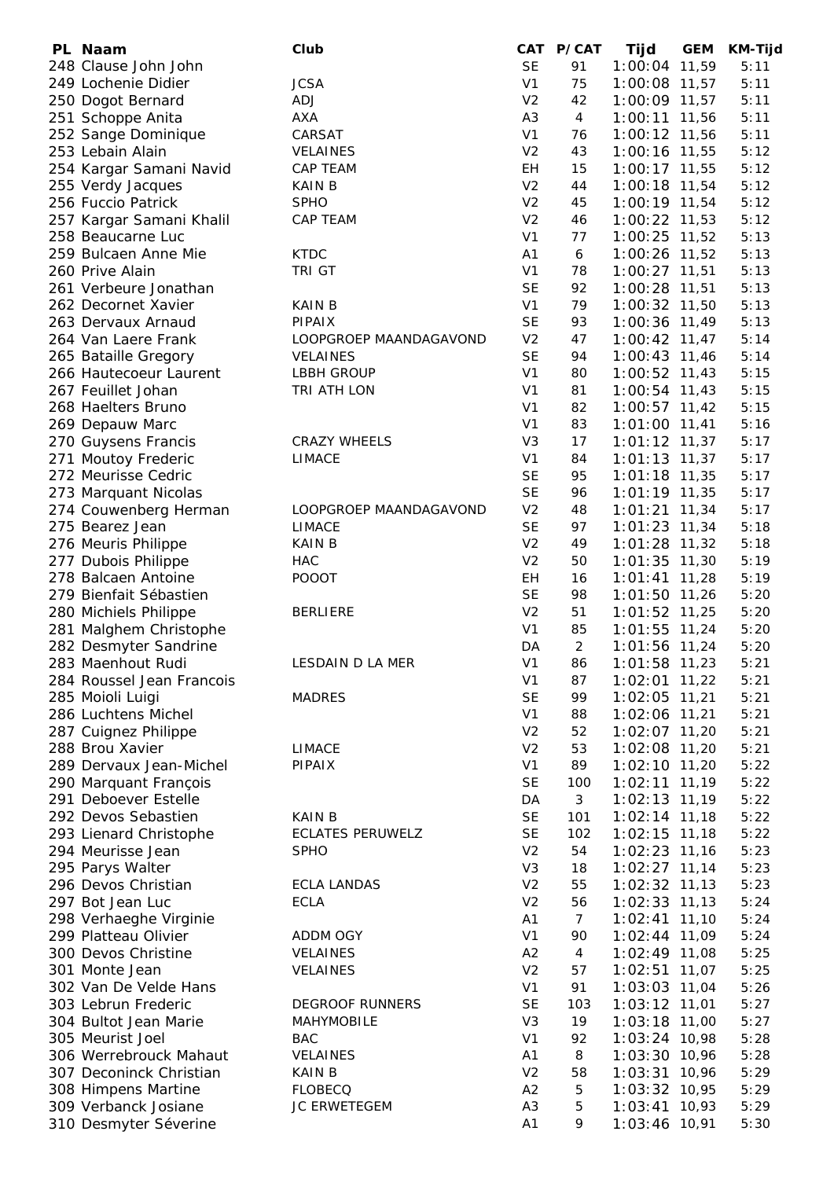| PL | Naam | Club | CAT | P/CAT | Tijd | GEM | KM-Tijd |
|---|---|---|---|---|---|---|---|
| 248 | Clause John John | | SE | 91 | 1:00:04 | 11,59 | 5:11 |
| 249 | Lochenie Didier | JCSA | V1 | 75 | 1:00:08 | 11,57 | 5:11 |
| 250 | Dogot Bernard | ADJ | V2 | 42 | 1:00:09 | 11,57 | 5:11 |
| 251 | Schoppe Anita | AXA | A3 | 4 | 1:00:11 | 11,56 | 5:11 |
| 252 | Sange Dominique | CARSAT | V1 | 76 | 1:00:12 | 11,56 | 5:11 |
| 253 | Lebain Alain | VELAINES | V2 | 43 | 1:00:16 | 11,55 | 5:12 |
| 254 | Kargar Samani Navid | CAP TEAM | EH | 15 | 1:00:17 | 11,55 | 5:12 |
| 255 | Verdy Jacques | KAIN B | V2 | 44 | 1:00:18 | 11,54 | 5:12 |
| 256 | Fuccio Patrick | SPHO | V2 | 45 | 1:00:19 | 11,54 | 5:12 |
| 257 | Kargar Samani Khalil | CAP TEAM | V2 | 46 | 1:00:22 | 11,53 | 5:12 |
| 258 | Beaucarne Luc | | V1 | 77 | 1:00:25 | 11,52 | 5:13 |
| 259 | Bulcaen Anne Mie | KTDC | A1 | 6 | 1:00:26 | 11,52 | 5:13 |
| 260 | Prive Alain | TRI GT | V1 | 78 | 1:00:27 | 11,51 | 5:13 |
| 261 | Verbeure Jonathan | | SE | 92 | 1:00:28 | 11,51 | 5:13 |
| 262 | Decornet Xavier | KAIN B | V1 | 79 | 1:00:32 | 11,50 | 5:13 |
| 263 | Dervaux Arnaud | PIPAIX | SE | 93 | 1:00:36 | 11,49 | 5:13 |
| 264 | Van Laere Frank | LOOPGROEP MAANDAGAVOND | V2 | 47 | 1:00:42 | 11,47 | 5:14 |
| 265 | Bataille Gregory | VELAINES | SE | 94 | 1:00:43 | 11,46 | 5:14 |
| 266 | Hautecoeur Laurent | LBBH GROUP | V1 | 80 | 1:00:52 | 11,43 | 5:15 |
| 267 | Feuillet Johan | TRI ATH LON | V1 | 81 | 1:00:54 | 11,43 | 5:15 |
| 268 | Haelters Bruno | | V1 | 82 | 1:00:57 | 11,42 | 5:15 |
| 269 | Depauw Marc | | V1 | 83 | 1:01:00 | 11,41 | 5:16 |
| 270 | Guysens Francis | CRAZY WHEELS | V3 | 17 | 1:01:12 | 11,37 | 5:17 |
| 271 | Moutoy Frederic | LIMACE | V1 | 84 | 1:01:13 | 11,37 | 5:17 |
| 272 | Meurisse Cedric | | SE | 95 | 1:01:18 | 11,35 | 5:17 |
| 273 | Marquant Nicolas | | SE | 96 | 1:01:19 | 11,35 | 5:17 |
| 274 | Couwenberg Herman | LOOPGROEP MAANDAGAVOND | V2 | 48 | 1:01:21 | 11,34 | 5:17 |
| 275 | Bearez Jean | LIMACE | SE | 97 | 1:01:23 | 11,34 | 5:18 |
| 276 | Meuris Philippe | KAIN B | V2 | 49 | 1:01:28 | 11,32 | 5:18 |
| 277 | Dubois Philippe | HAC | V2 | 50 | 1:01:35 | 11,30 | 5:19 |
| 278 | Balcaen Antoine | POOOT | EH | 16 | 1:01:41 | 11,28 | 5:19 |
| 279 | Bienfait Sébastien | | SE | 98 | 1:01:50 | 11,26 | 5:20 |
| 280 | Michiels Philippe | BERLIERE | V2 | 51 | 1:01:52 | 11,25 | 5:20 |
| 281 | Malghem Christophe | | V1 | 85 | 1:01:55 | 11,24 | 5:20 |
| 282 | Desmyter Sandrine | | DA | 2 | 1:01:56 | 11,24 | 5:20 |
| 283 | Maenhout Rudi | LESDAIN D LA MER | V1 | 86 | 1:01:58 | 11,23 | 5:21 |
| 284 | Roussel Jean Francois | | V1 | 87 | 1:02:01 | 11,22 | 5:21 |
| 285 | Moioli Luigi | MADRES | SE | 99 | 1:02:05 | 11,21 | 5:21 |
| 286 | Luchtens Michel | | V1 | 88 | 1:02:06 | 11,21 | 5:21 |
| 287 | Cuignez Philippe | | V2 | 52 | 1:02:07 | 11,20 | 5:21 |
| 288 | Brou Xavier | LIMACE | V2 | 53 | 1:02:08 | 11,20 | 5:21 |
| 289 | Dervaux Jean-Michel | PIPAIX | V1 | 89 | 1:02:10 | 11,20 | 5:22 |
| 290 | Marquant François | | SE | 100 | 1:02:11 | 11,19 | 5:22 |
| 291 | Deboever Estelle | | DA | 3 | 1:02:13 | 11,19 | 5:22 |
| 292 | Devos Sebastien | KAIN B | SE | 101 | 1:02:14 | 11,18 | 5:22 |
| 293 | Lienard Christophe | ECLATES PERUWELZ | SE | 102 | 1:02:15 | 11,18 | 5:22 |
| 294 | Meurisse Jean | SPHO | V2 | 54 | 1:02:23 | 11,16 | 5:23 |
| 295 | Parys Walter | | V3 | 18 | 1:02:27 | 11,14 | 5:23 |
| 296 | Devos Christian | ECLA LANDAS | V2 | 55 | 1:02:32 | 11,13 | 5:23 |
| 297 | Bot Jean Luc | ECLA | V2 | 56 | 1:02:33 | 11,13 | 5:24 |
| 298 | Verhaeghe Virginie | | A1 | 7 | 1:02:41 | 11,10 | 5:24 |
| 299 | Platteau Olivier | ADDM OGY | V1 | 90 | 1:02:44 | 11,09 | 5:24 |
| 300 | Devos Christine | VELAINES | A2 | 4 | 1:02:49 | 11,08 | 5:25 |
| 301 | Monte Jean | VELAINES | V2 | 57 | 1:02:51 | 11,07 | 5:25 |
| 302 | Van De Velde Hans | | V1 | 91 | 1:03:03 | 11,04 | 5:26 |
| 303 | Lebrun Frederic | DEGROOF RUNNERS | SE | 103 | 1:03:12 | 11,01 | 5:27 |
| 304 | Bultot Jean Marie | MAHYMOBILE | V3 | 19 | 1:03:18 | 11,00 | 5:27 |
| 305 | Meurist Joel | BAC | V1 | 92 | 1:03:24 | 10,98 | 5:28 |
| 306 | Werrebrouck Mahaut | VELAINES | A1 | 8 | 1:03:30 | 10,96 | 5:28 |
| 307 | Deconinck Christian | KAIN B | V2 | 58 | 1:03:31 | 10,96 | 5:29 |
| 308 | Himpens Martine | FLOBECQ | A2 | 5 | 1:03:32 | 10,95 | 5:29 |
| 309 | Verbanck Josiane | JC ERWETEGEM | A3 | 5 | 1:03:41 | 10,93 | 5:29 |
| 310 | Desmyter Séverine | | A1 | 9 | 1:03:46 | 10,91 | 5:30 |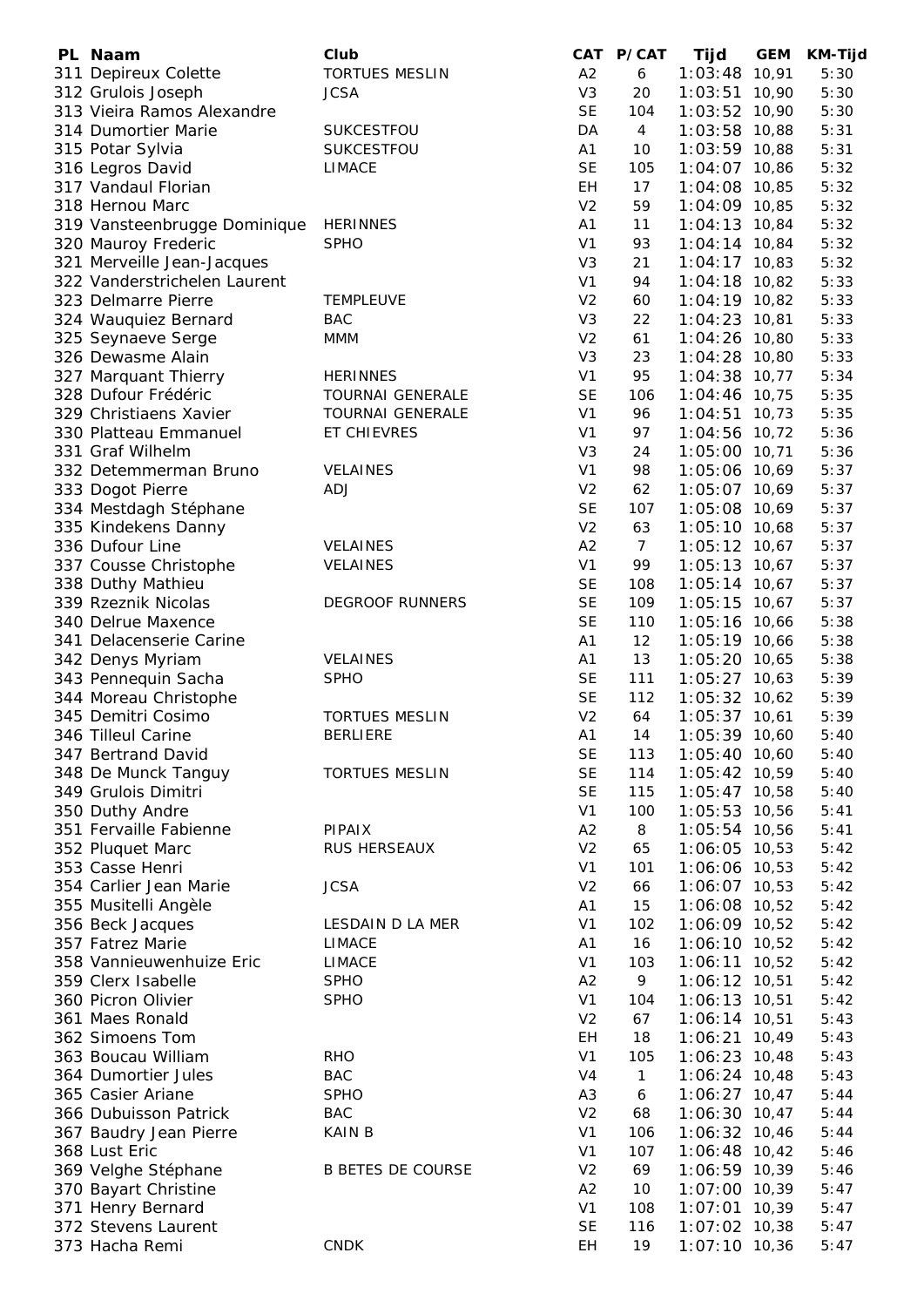| PL | Naam | Club | CAT | P/CAT | Tijd | GEM | KM-Tijd |
|---|---|---|---|---|---|---|---|
| 311 | Depireux Colette | TORTUES MESLIN | A2 | 6 | 1:03:48 | 10,91 | 5:30 |
| 312 | Grulois Joseph | JCSA | V3 | 20 | 1:03:51 | 10,90 | 5:30 |
| 313 | Vieira Ramos Alexandre | | SE | 104 | 1:03:52 | 10,90 | 5:30 |
| 314 | Dumortier Marie | SUKCESTFOU | DA | 4 | 1:03:58 | 10,88 | 5:31 |
| 315 | Potar Sylvia | SUKCESTFOU | A1 | 10 | 1:03:59 | 10,88 | 5:31 |
| 316 | Legros David | LIMACE | SE | 105 | 1:04:07 | 10,86 | 5:32 |
| 317 | Vandaul Florian | | EH | 17 | 1:04:08 | 10,85 | 5:32 |
| 318 | Hernou Marc | | V2 | 59 | 1:04:09 | 10,85 | 5:32 |
| 319 | Vansteenbrugge Dominique | HERINNES | A1 | 11 | 1:04:13 | 10,84 | 5:32 |
| 320 | Mauroy Frederic | SPHO | V1 | 93 | 1:04:14 | 10,84 | 5:32 |
| 321 | Merveille Jean-Jacques | | V3 | 21 | 1:04:17 | 10,83 | 5:32 |
| 322 | Vanderstrichelen Laurent | | V1 | 94 | 1:04:18 | 10,82 | 5:33 |
| 323 | Delmarre Pierre | TEMPLEUVE | V2 | 60 | 1:04:19 | 10,82 | 5:33 |
| 324 | Wauquiez Bernard | BAC | V3 | 22 | 1:04:23 | 10,81 | 5:33 |
| 325 | Seynaeve Serge | MMM | V2 | 61 | 1:04:26 | 10,80 | 5:33 |
| 326 | Dewasme Alain | | V3 | 23 | 1:04:28 | 10,80 | 5:33 |
| 327 | Marquant Thierry | HERINNES | V1 | 95 | 1:04:38 | 10,77 | 5:34 |
| 328 | Dufour Frédéric | TOURNAI GENERALE | SE | 106 | 1:04:46 | 10,75 | 5:35 |
| 329 | Christiaens Xavier | TOURNAI GENERALE | V1 | 96 | 1:04:51 | 10,73 | 5:35 |
| 330 | Platteau Emmanuel | ET CHIEVRES | V1 | 97 | 1:04:56 | 10,72 | 5:36 |
| 331 | Graf Wilhelm | | V3 | 24 | 1:05:00 | 10,71 | 5:36 |
| 332 | Detemmerman Bruno | VELAINES | V1 | 98 | 1:05:06 | 10,69 | 5:37 |
| 333 | Dogot Pierre | ADJ | V2 | 62 | 1:05:07 | 10,69 | 5:37 |
| 334 | Mestdagh Stéphane | | SE | 107 | 1:05:08 | 10,69 | 5:37 |
| 335 | Kindekens Danny | | V2 | 63 | 1:05:10 | 10,68 | 5:37 |
| 336 | Dufour Line | VELAINES | A2 | 7 | 1:05:12 | 10,67 | 5:37 |
| 337 | Cousse Christophe | VELAINES | V1 | 99 | 1:05:13 | 10,67 | 5:37 |
| 338 | Duthy Mathieu | | SE | 108 | 1:05:14 | 10,67 | 5:37 |
| 339 | Rzeznik Nicolas | DEGROOF RUNNERS | SE | 109 | 1:05:15 | 10,67 | 5:37 |
| 340 | Delrue Maxence | | SE | 110 | 1:05:16 | 10,66 | 5:38 |
| 341 | Delacenserie Carine | | A1 | 12 | 1:05:19 | 10,66 | 5:38 |
| 342 | Denys Myriam | VELAINES | A1 | 13 | 1:05:20 | 10,65 | 5:38 |
| 343 | Pennequin Sacha | SPHO | SE | 111 | 1:05:27 | 10,63 | 5:39 |
| 344 | Moreau Christophe | | SE | 112 | 1:05:32 | 10,62 | 5:39 |
| 345 | Demitri Cosimo | TORTUES MESLIN | V2 | 64 | 1:05:37 | 10,61 | 5:39 |
| 346 | Tilleul Carine | BERLIERE | A1 | 14 | 1:05:39 | 10,60 | 5:40 |
| 347 | Bertrand David | | SE | 113 | 1:05:40 | 10,60 | 5:40 |
| 348 | De Munck Tanguy | TORTUES MESLIN | SE | 114 | 1:05:42 | 10,59 | 5:40 |
| 349 | Grulois Dimitri | | SE | 115 | 1:05:47 | 10,58 | 5:40 |
| 350 | Duthy Andre | | V1 | 100 | 1:05:53 | 10,56 | 5:41 |
| 351 | Fervaille Fabienne | PIPAIX | A2 | 8 | 1:05:54 | 10,56 | 5:41 |
| 352 | Pluquet Marc | RUS HERSEAUX | V2 | 65 | 1:06:05 | 10,53 | 5:42 |
| 353 | Casse Henri | | V1 | 101 | 1:06:06 | 10,53 | 5:42 |
| 354 | Carlier Jean Marie | JCSA | V2 | 66 | 1:06:07 | 10,53 | 5:42 |
| 355 | Musitelli Angèle | | A1 | 15 | 1:06:08 | 10,52 | 5:42 |
| 356 | Beck Jacques | LESDAIN D LA MER | V1 | 102 | 1:06:09 | 10,52 | 5:42 |
| 357 | Fatrez Marie | LIMACE | A1 | 16 | 1:06:10 | 10,52 | 5:42 |
| 358 | Vannieuwenhuize Eric | LIMACE | V1 | 103 | 1:06:11 | 10,52 | 5:42 |
| 359 | Clerx Isabelle | SPHO | A2 | 9 | 1:06:12 | 10,51 | 5:42 |
| 360 | Picron Olivier | SPHO | V1 | 104 | 1:06:13 | 10,51 | 5:42 |
| 361 | Maes Ronald | | V2 | 67 | 1:06:14 | 10,51 | 5:43 |
| 362 | Simoens Tom | | EH | 18 | 1:06:21 | 10,49 | 5:43 |
| 363 | Boucau William | RHO | V1 | 105 | 1:06:23 | 10,48 | 5:43 |
| 364 | Dumortier Jules | BAC | V4 | 1 | 1:06:24 | 10,48 | 5:43 |
| 365 | Casier Ariane | SPHO | A3 | 6 | 1:06:27 | 10,47 | 5:44 |
| 366 | Dubuisson Patrick | BAC | V2 | 68 | 1:06:30 | 10,47 | 5:44 |
| 367 | Baudry Jean Pierre | KAIN B | V1 | 106 | 1:06:32 | 10,46 | 5:44 |
| 368 | Lust Eric | | V1 | 107 | 1:06:48 | 10,42 | 5:46 |
| 369 | Velghe Stéphane | B BETES DE COURSE | V2 | 69 | 1:06:59 | 10,39 | 5:46 |
| 370 | Bayart Christine | | A2 | 10 | 1:07:00 | 10,39 | 5:47 |
| 371 | Henry Bernard | | V1 | 108 | 1:07:01 | 10,39 | 5:47 |
| 372 | Stevens Laurent | | SE | 116 | 1:07:02 | 10,38 | 5:47 |
| 373 | Hacha Remi | CNDK | EH | 19 | 1:07:10 | 10,36 | 5:47 |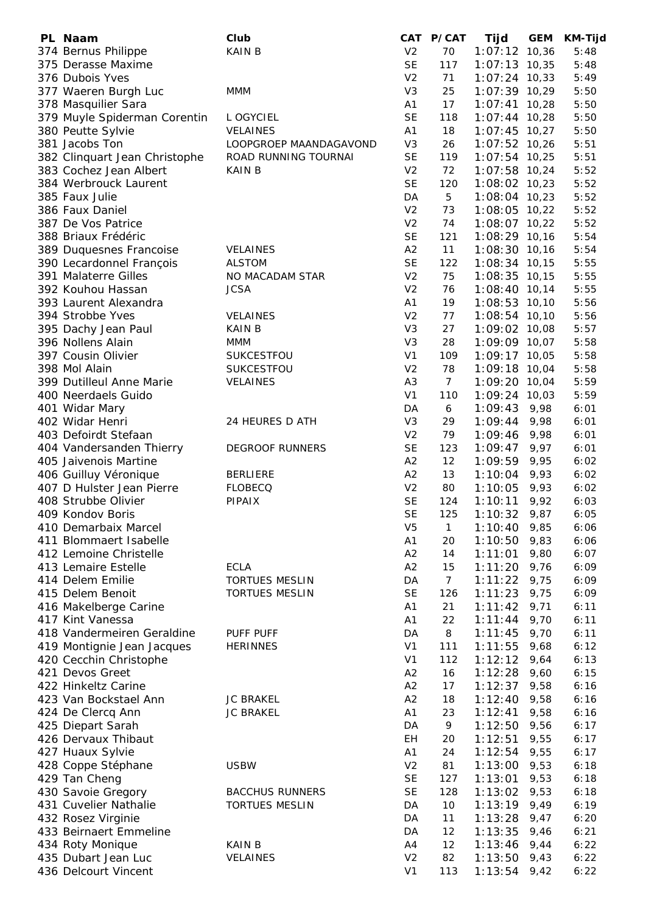| PL | Naam | Club | CAT | P/CAT | Tijd | GEM | KM-Tijd |
|---|---|---|---|---|---|---|---|
| 374 | Bernus Philippe | KAIN B | V2 | 70 | 1:07:12 | 10,36 | 5:48 |
| 375 | Derasse Maxime | | SE | 117 | 1:07:13 | 10,35 | 5:48 |
| 376 | Dubois Yves | | V2 | 71 | 1:07:24 | 10,33 | 5:49 |
| 377 | Waeren Burgh Luc | MMM | V3 | 25 | 1:07:39 | 10,29 | 5:50 |
| 378 | Masquilier Sara | | A1 | 17 | 1:07:41 | 10,28 | 5:50 |
| 379 | Muyle Spiderman Corentin | L OGYCIEL | SE | 118 | 1:07:44 | 10,28 | 5:50 |
| 380 | Peutte Sylvie | VELAINES | A1 | 18 | 1:07:45 | 10,27 | 5:50 |
| 381 | Jacobs Ton | LOOPGROEP MAANDAGAVOND | V3 | 26 | 1:07:52 | 10,26 | 5:51 |
| 382 | Clinquart Jean Christophe | ROAD RUNNING TOURNAI | SE | 119 | 1:07:54 | 10,25 | 5:51 |
| 383 | Cochez Jean Albert | KAIN B | V2 | 72 | 1:07:58 | 10,24 | 5:52 |
| 384 | Werbrouck Laurent | | SE | 120 | 1:08:02 | 10,23 | 5:52 |
| 385 | Faux Julie | | DA | 5 | 1:08:04 | 10,23 | 5:52 |
| 386 | Faux Daniel | | V2 | 73 | 1:08:05 | 10,22 | 5:52 |
| 387 | De Vos Patrice | | V2 | 74 | 1:08:07 | 10,22 | 5:52 |
| 388 | Briaux Frédéric | | SE | 121 | 1:08:29 | 10,16 | 5:54 |
| 389 | Duquesnes Francoise | VELAINES | A2 | 11 | 1:08:30 | 10,16 | 5:54 |
| 390 | Lecardonnel François | ALSTOM | SE | 122 | 1:08:34 | 10,15 | 5:55 |
| 391 | Malaterre Gilles | NO MACADAM STAR | V2 | 75 | 1:08:35 | 10,15 | 5:55 |
| 392 | Kouhou Hassan | JCSA | V2 | 76 | 1:08:40 | 10,14 | 5:55 |
| 393 | Laurent Alexandra | | A1 | 19 | 1:08:53 | 10,10 | 5:56 |
| 394 | Strobbe Yves | VELAINES | V2 | 77 | 1:08:54 | 10,10 | 5:56 |
| 395 | Dachy Jean Paul | KAIN B | V3 | 27 | 1:09:02 | 10,08 | 5:57 |
| 396 | Nollens Alain | MMM | V3 | 28 | 1:09:09 | 10,07 | 5:58 |
| 397 | Cousin Olivier | SUKCESTFOU | V1 | 109 | 1:09:17 | 10,05 | 5:58 |
| 398 | Mol Alain | SUKCESTFOU | V2 | 78 | 1:09:18 | 10,04 | 5:58 |
| 399 | Dutilleul Anne Marie | VELAINES | A3 | 7 | 1:09:20 | 10,04 | 5:59 |
| 400 | Neerdaels Guido | | V1 | 110 | 1:09:24 | 10,03 | 5:59 |
| 401 | Widar Mary | | DA | 6 | 1:09:43 | 9,98 | 6:01 |
| 402 | Widar Henri | 24 HEURES D ATH | V3 | 29 | 1:09:44 | 9,98 | 6:01 |
| 403 | Defoirdt Stefaan | | V2 | 79 | 1:09:46 | 9,98 | 6:01 |
| 404 | Vandersanden Thierry | DEGROOF RUNNERS | SE | 123 | 1:09:47 | 9,97 | 6:01 |
| 405 | Jaivenois Martine | | A2 | 12 | 1:09:59 | 9,95 | 6:02 |
| 406 | Guilluy Véronique | BERLIERE | A2 | 13 | 1:10:04 | 9,93 | 6:02 |
| 407 | D Hulster Jean Pierre | FLOBECQ | V2 | 80 | 1:10:05 | 9,93 | 6:02 |
| 408 | Strubbe Olivier | PIPAIX | SE | 124 | 1:10:11 | 9,92 | 6:03 |
| 409 | Kondov Boris | | SE | 125 | 1:10:32 | 9,87 | 6:05 |
| 410 | Demarbaix Marcel | | V5 | 1 | 1:10:40 | 9,85 | 6:06 |
| 411 | Blommaert Isabelle | | A1 | 20 | 1:10:50 | 9,83 | 6:06 |
| 412 | Lemoine Christelle | | A2 | 14 | 1:11:01 | 9,80 | 6:07 |
| 413 | Lemaire Estelle | ECLA | A2 | 15 | 1:11:20 | 9,76 | 6:09 |
| 414 | Delem Emilie | TORTUES MESLIN | DA | 7 | 1:11:22 | 9,75 | 6:09 |
| 415 | Delem Benoit | TORTUES MESLIN | SE | 126 | 1:11:23 | 9,75 | 6:09 |
| 416 | Makelberge Carine | | A1 | 21 | 1:11:42 | 9,71 | 6:11 |
| 417 | Kint Vanessa | | A1 | 22 | 1:11:44 | 9,70 | 6:11 |
| 418 | Vandermeiren Geraldine | PUFF PUFF | DA | 8 | 1:11:45 | 9,70 | 6:11 |
| 419 | Montignie Jean Jacques | HERINNES | V1 | 111 | 1:11:55 | 9,68 | 6:12 |
| 420 | Cecchin Christophe | | V1 | 112 | 1:12:12 | 9,64 | 6:13 |
| 421 | Devos Greet | | A2 | 16 | 1:12:28 | 9,60 | 6:15 |
| 422 | Hinkeltz Carine | | A2 | 17 | 1:12:37 | 9,58 | 6:16 |
| 423 | Van Bockstael Ann | JC BRAKEL | A2 | 18 | 1:12:40 | 9,58 | 6:16 |
| 424 | De Clercq Ann | JC BRAKEL | A1 | 23 | 1:12:41 | 9,58 | 6:16 |
| 425 | Diepart Sarah | | DA | 9 | 1:12:50 | 9,56 | 6:17 |
| 426 | Dervaux Thibaut | | EH | 20 | 1:12:51 | 9,55 | 6:17 |
| 427 | Huaux Sylvie | | A1 | 24 | 1:12:54 | 9,55 | 6:17 |
| 428 | Coppe Stéphane | USBW | V2 | 81 | 1:13:00 | 9,53 | 6:18 |
| 429 | Tan Cheng | | SE | 127 | 1:13:01 | 9,53 | 6:18 |
| 430 | Savoie Gregory | BACCHUS RUNNERS | SE | 128 | 1:13:02 | 9,53 | 6:18 |
| 431 | Cuvelier Nathalie | TORTUES MESLIN | DA | 10 | 1:13:19 | 9,49 | 6:19 |
| 432 | Rosez Virginie | | DA | 11 | 1:13:28 | 9,47 | 6:20 |
| 433 | Beirnaert Emmeline | | DA | 12 | 1:13:35 | 9,46 | 6:21 |
| 434 | Roty Monique | KAIN B | A4 | 12 | 1:13:46 | 9,44 | 6:22 |
| 435 | Dubart Jean Luc | VELAINES | V2 | 82 | 1:13:50 | 9,43 | 6:22 |
| 436 | Delcourt Vincent | | V1 | 113 | 1:13:54 | 9,42 | 6:22 |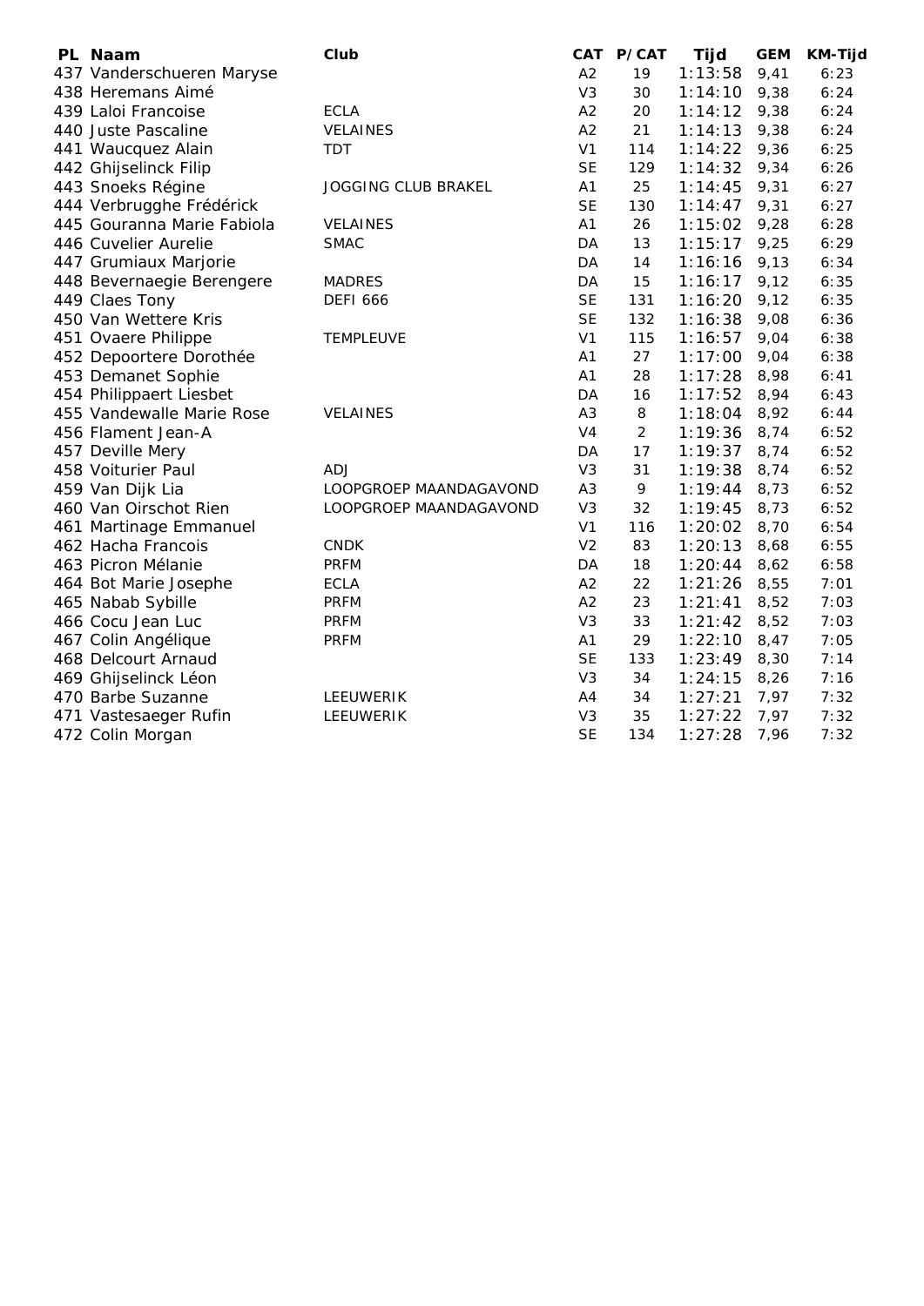| PL | Naam | Club | CAT | P/CAT | Tijd | GEM | KM-Tijd |
|---|---|---|---|---|---|---|---|
| 437 | Vanderschueren Maryse | | A2 | 19 | 1:13:58 | 9,41 | 6:23 |
| 438 | Heremans Aimé | | V3 | 30 | 1:14:10 | 9,38 | 6:24 |
| 439 | Laloi Francoise | ECLA | A2 | 20 | 1:14:12 | 9,38 | 6:24 |
| 440 | Juste Pascaline | VELAINES | A2 | 21 | 1:14:13 | 9,38 | 6:24 |
| 441 | Waucquez Alain | TDT | V1 | 114 | 1:14:22 | 9,36 | 6:25 |
| 442 | Ghijselinck Filip | | SE | 129 | 1:14:32 | 9,34 | 6:26 |
| 443 | Snoeks Régine | JOGGING CLUB BRAKEL | A1 | 25 | 1:14:45 | 9,31 | 6:27 |
| 444 | Verbrugghe Frédérick | | SE | 130 | 1:14:47 | 9,31 | 6:27 |
| 445 | Gouranna Marie Fabiola | VELAINES | A1 | 26 | 1:15:02 | 9,28 | 6:28 |
| 446 | Cuvelier Aurelie | SMAC | DA | 13 | 1:15:17 | 9,25 | 6:29 |
| 447 | Grumiaux Marjorie | | DA | 14 | 1:16:16 | 9,13 | 6:34 |
| 448 | Bevernaegie Berengere | MADRES | DA | 15 | 1:16:17 | 9,12 | 6:35 |
| 449 | Claes Tony | DEFI 666 | SE | 131 | 1:16:20 | 9,12 | 6:35 |
| 450 | Van Wettere Kris | | SE | 132 | 1:16:38 | 9,08 | 6:36 |
| 451 | Ovaere Philippe | TEMPLEUVE | V1 | 115 | 1:16:57 | 9,04 | 6:38 |
| 452 | Depoortere Dorothée | | A1 | 27 | 1:17:00 | 9,04 | 6:38 |
| 453 | Demanet Sophie | | A1 | 28 | 1:17:28 | 8,98 | 6:41 |
| 454 | Philippaert Liesbet | | DA | 16 | 1:17:52 | 8,94 | 6:43 |
| 455 | Vandewalle Marie Rose | VELAINES | A3 | 8 | 1:18:04 | 8,92 | 6:44 |
| 456 | Flament Jean-A | | V4 | 2 | 1:19:36 | 8,74 | 6:52 |
| 457 | Deville Mery | | DA | 17 | 1:19:37 | 8,74 | 6:52 |
| 458 | Voiturier Paul | ADJ | V3 | 31 | 1:19:38 | 8,74 | 6:52 |
| 459 | Van Dijk Lia | LOOPGROEP MAANDAGAVOND | A3 | 9 | 1:19:44 | 8,73 | 6:52 |
| 460 | Van Oirschot Rien | LOOPGROEP MAANDAGAVOND | V3 | 32 | 1:19:45 | 8,73 | 6:52 |
| 461 | Martinage Emmanuel | | V1 | 116 | 1:20:02 | 8,70 | 6:54 |
| 462 | Hacha Francois | CNDK | V2 | 83 | 1:20:13 | 8,68 | 6:55 |
| 463 | Picron Mélanie | PRFM | DA | 18 | 1:20:44 | 8,62 | 6:58 |
| 464 | Bot Marie Josephe | ECLA | A2 | 22 | 1:21:26 | 8,55 | 7:01 |
| 465 | Nabab Sybille | PRFM | A2 | 23 | 1:21:41 | 8,52 | 7:03 |
| 466 | Cocu Jean Luc | PRFM | V3 | 33 | 1:21:42 | 8,52 | 7:03 |
| 467 | Colin Angélique | PRFM | A1 | 29 | 1:22:10 | 8,47 | 7:05 |
| 468 | Delcourt Arnaud | | SE | 133 | 1:23:49 | 8,30 | 7:14 |
| 469 | Ghijselinck Léon | | V3 | 34 | 1:24:15 | 8,26 | 7:16 |
| 470 | Barbe Suzanne | LEEUWERIK | A4 | 34 | 1:27:21 | 7,97 | 7:32 |
| 471 | Vastesaeger Rufin | LEEUWERIK | V3 | 35 | 1:27:22 | 7,97 | 7:32 |
| 472 | Colin Morgan | | SE | 134 | 1:27:28 | 7,96 | 7:32 |